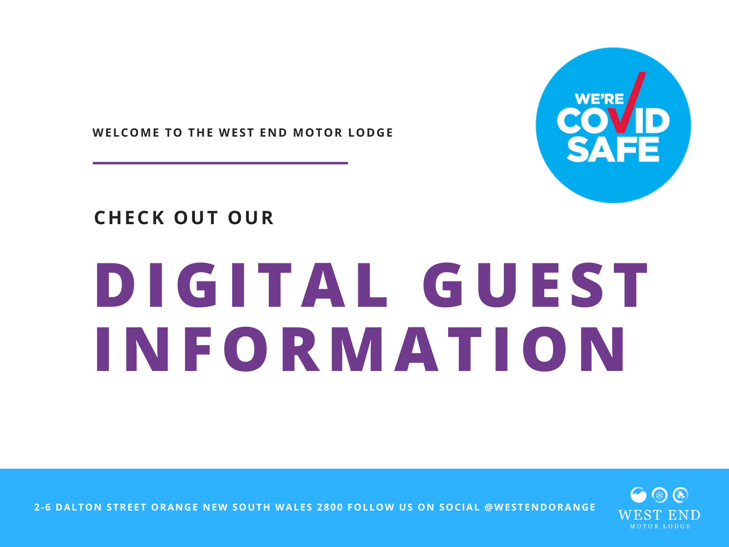WELCOME TO THE WEST END MOTOR LODGE

WE'RE COVID SAFE

CHECK OUT OUR

# DIGITAL GUEST INFORMATION

2-6 DALTON STREET ORANGE NEW SOUTH WALES 2800 FOLLOW US ON SOCIAL @WESTENDORANGE

WEST END MOTOR LODGE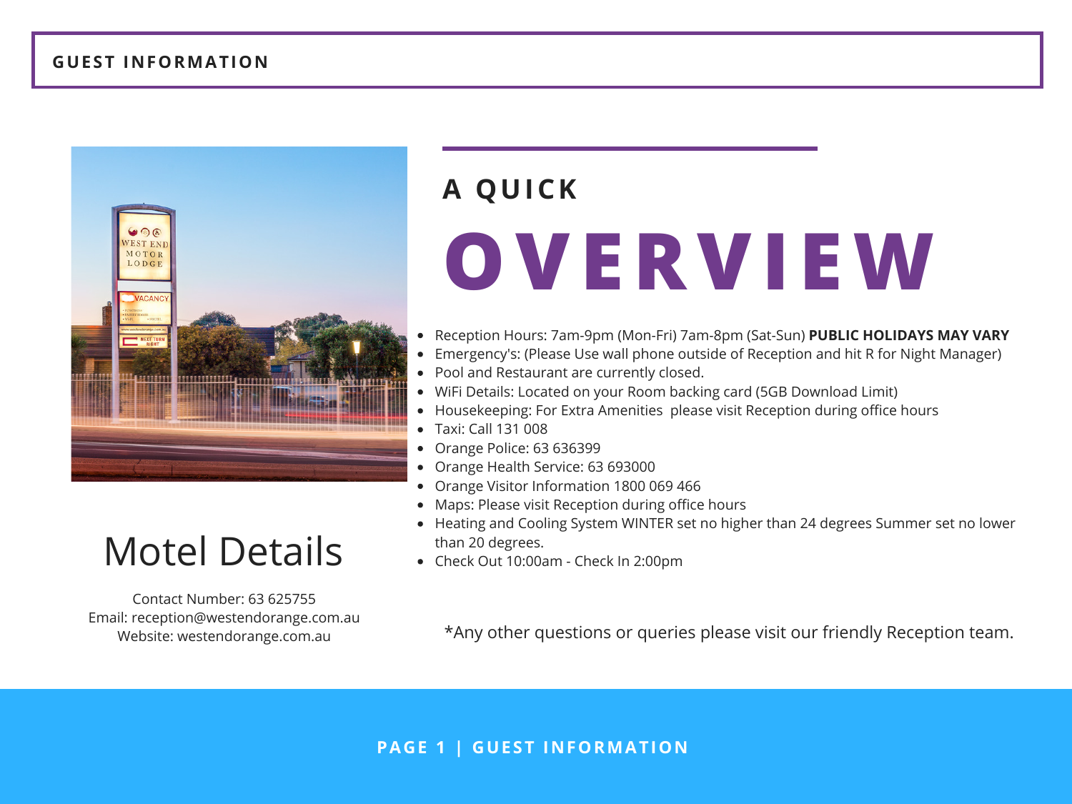GUEST INFORMATION

# A QUICK OVERVIEW

- Reception Hours: 7am-9pm (Mon-Fri) 7am-8pm (Sat-Sun) **PUBLIC HOLIDAYS MAY VARY**
- Emergency's: (Please Use wall phone outside of Reception and hit R for Night Manager)
- Pool and Restaurant are currently closed.
- WiFi Details: Located on your Room backing card (5GB Download Limit)
- Housekeeping: For Extra Amenities please visit Reception during office hours
- Taxi: Call 131 008
- Orange Police: 63 636399
- Orange Health Service: 63 693000
- Orange Visitor Information 1800 069 466
- Maps: Please visit Reception during office hours
- Heating and Cooling System WINTER set no higher than 24 degrees Summer set no lower than 20 degrees.
- Check Out 10:00am - Check In 2:00pm

*Any other questions or queries please visit our friendly Reception team.

## Motel Details

Contact Number: 63 625755
Email: reception@westendorange.com.au
Website: westendorange.com.au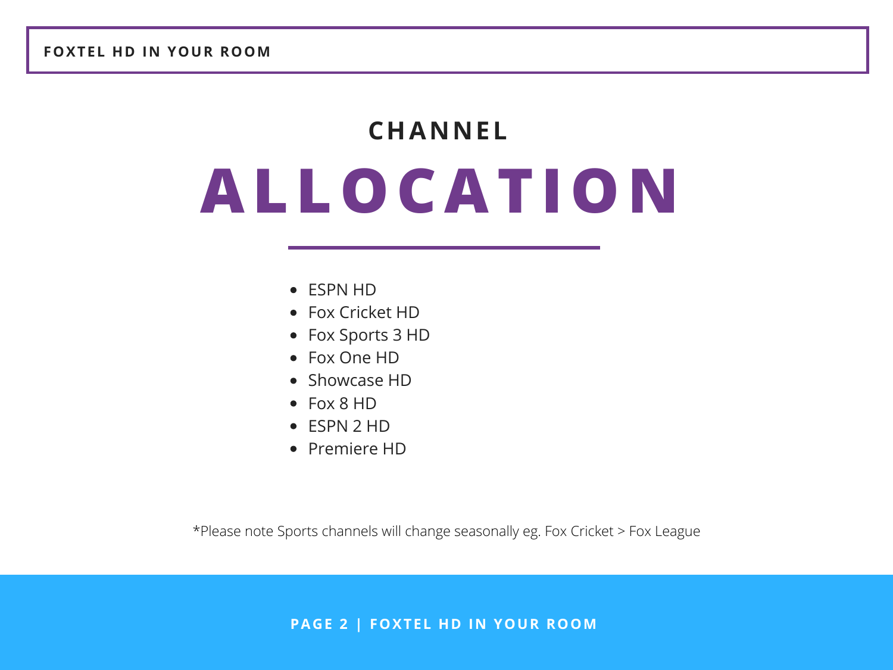# CHANNEL ALLOCATION

- ESPN HD
- Fox Cricket HD
- Fox Sports 3 HD
- Fox One HD
- Showcase HD
- Fox 8 HD
- ESPN 2 HD
- Premiere HD

*Please note Sports channels will change seasonally eg. Fox Cricket > Fox League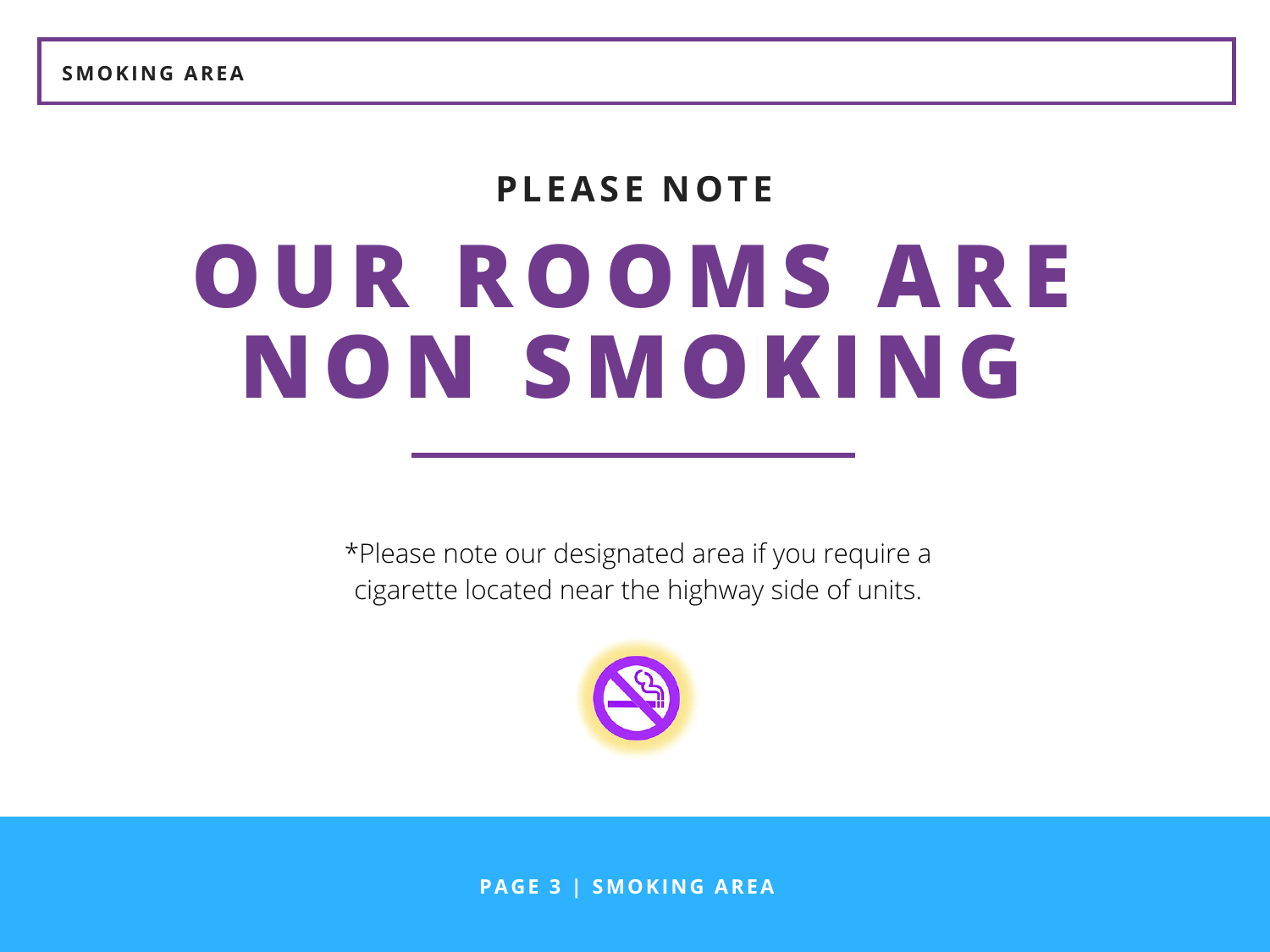SMOKING AREA

## PLEASE NOTE

# OUR ROOMS ARE NON SMOKING

*Please note our designated area if you require a cigarette located near the highway side of units.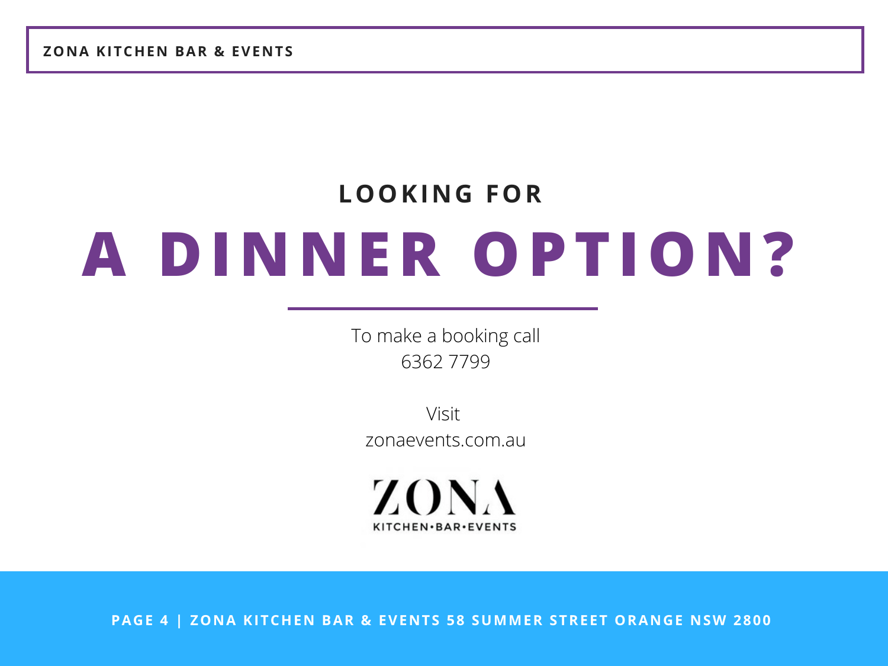### LOOKING FOR

# A DINNER OPTION?

To make a booking call
6362 7799

Visit
zonaevents.com.au

ZONA
KITCHEN•BAR•EVENTS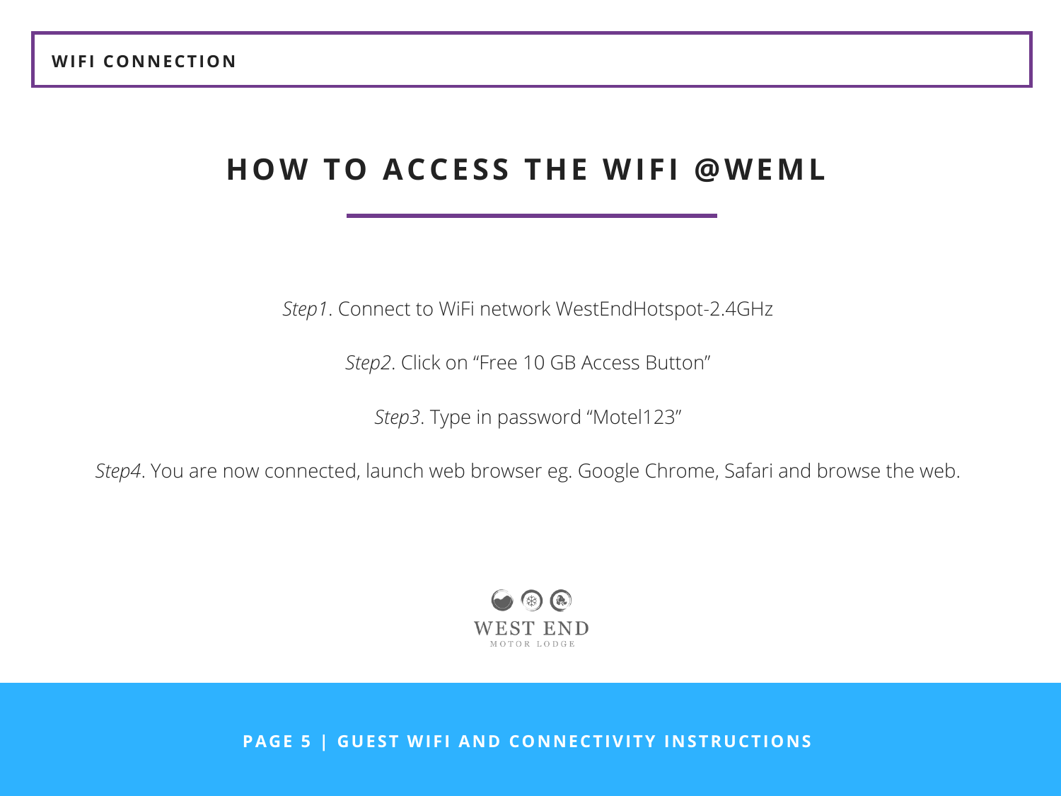WIFI CONNECTION

# HOW TO ACCESS THE WIFI @WEML

*Step1*. Connect to WiFi network WestEndHotspot-2.4GHz

*Step2*. Click on “Free 10 GB Access Button”

*Step3*. Type in password “Motel123”

*Step4*. You are now connected, launch web browser eg. Google Chrome, Safari and browse the web.

WEST END

MOTOR LODGE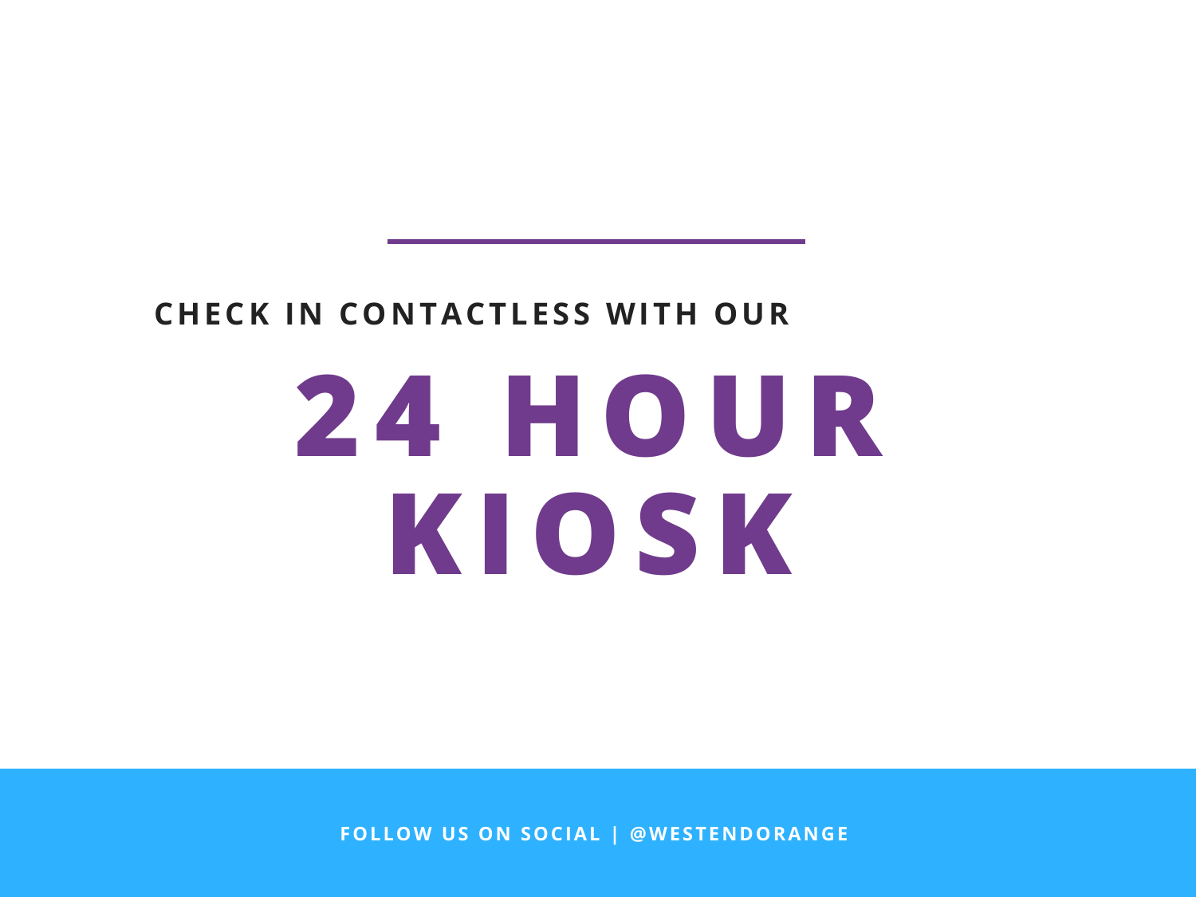CHECK IN CONTACTLESS WITH OUR

# 24 HOUR KIOSK

FOLLOW US ON SOCIAL | @WESTENDORANGE